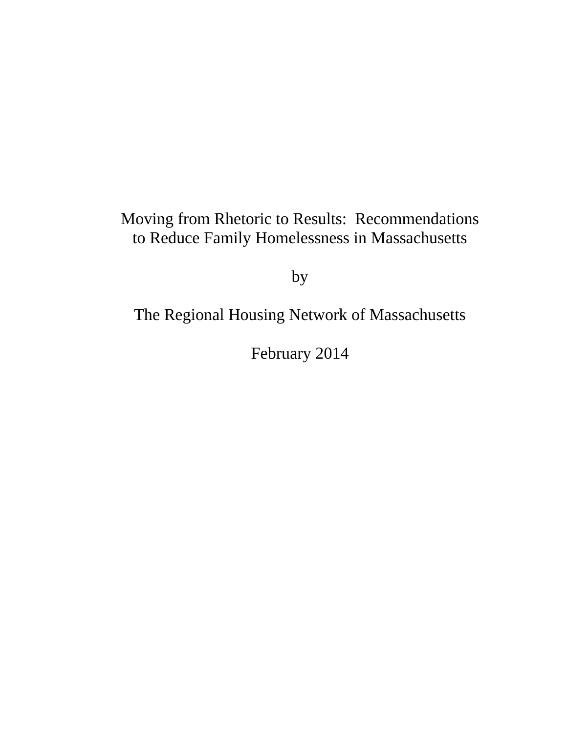# Moving from Rhetoric to Results: Recommendations to Reduce Family Homelessness in Massachusetts

by

The Regional Housing Network of Massachusetts

February 2014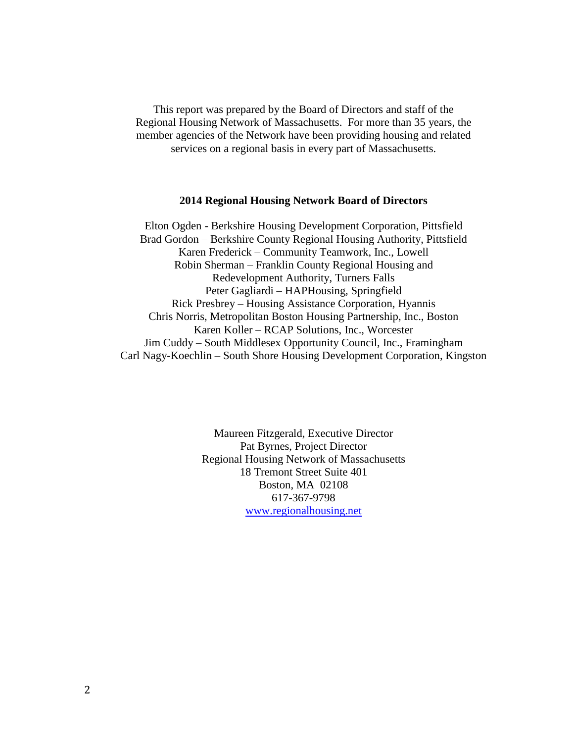This report was prepared by the Board of Directors and staff of the Regional Housing Network of Massachusetts. For more than 35 years, the member agencies of the Network have been providing housing and related services on a regional basis in every part of Massachusetts.

**2014 Regional Housing Network Board of Directors**

Elton Ogden - Berkshire Housing Development Corporation, Pittsfield
Brad Gordon – Berkshire County Regional Housing Authority, Pittsfield
Karen Frederick – Community Teamwork, Inc., Lowell
Robin Sherman – Franklin County Regional Housing and Redevelopment Authority, Turners Falls
Peter Gagliardi – HAPHousing, Springfield
Rick Presbrey – Housing Assistance Corporation, Hyannis
Chris Norris, Metropolitan Boston Housing Partnership, Inc., Boston
Karen Koller – RCAP Solutions, Inc., Worcester
Jim Cuddy – South Middlesex Opportunity Council, Inc., Framingham
Carl Nagy-Koechlin – South Shore Housing Development Corporation, Kingston

Maureen Fitzgerald, Executive Director
Pat Byrnes, Project Director
Regional Housing Network of Massachusetts
18 Tremont Street Suite 401
Boston, MA 02108
617-367-9798
www.regionalhousing.net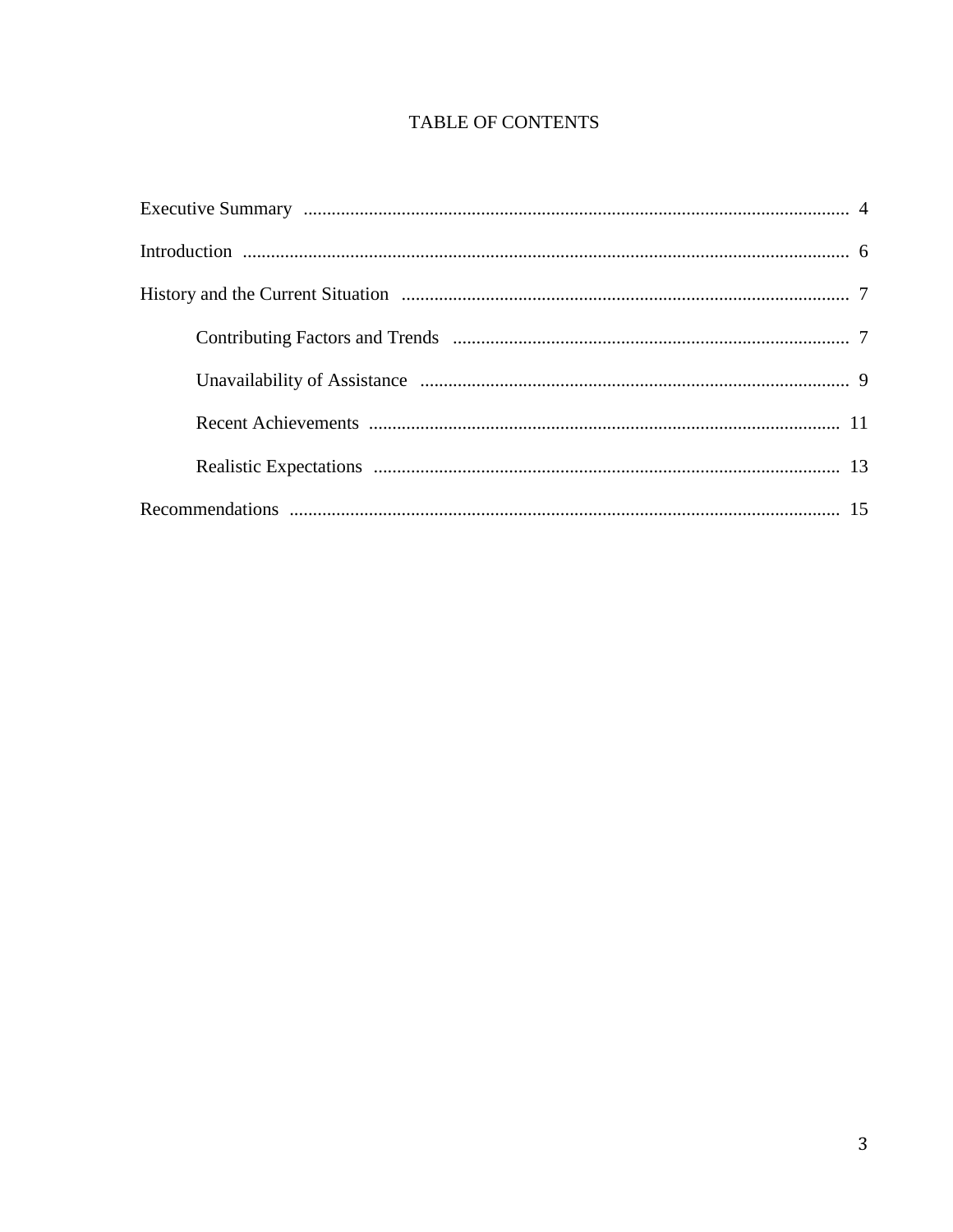# TABLE OF CONTENTS

Executive Summary .................................................. 4

Introduction .................................................. 6

History and the Current Situation .................................................. 7

- Contributing Factors and Trends .................................................. 7
- Unavailability of Assistance .................................................. 9
- Recent Achievements .................................................. 11
- Realistic Expectations .................................................. 13

Recommendations .................................................. 15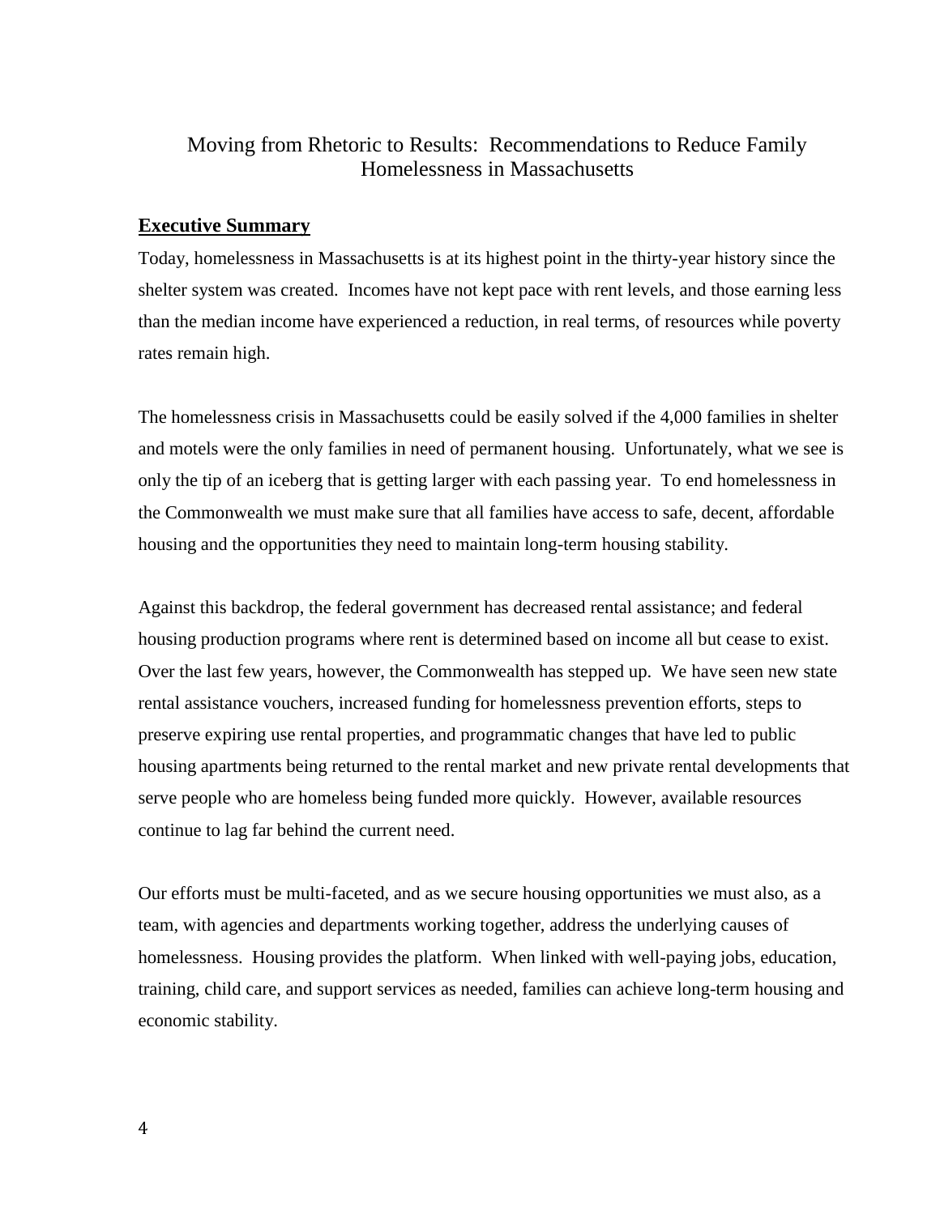# Moving from Rhetoric to Results: Recommendations to Reduce Family Homelessness in Massachusetts

## Executive Summary

Today, homelessness in Massachusetts is at its highest point in the thirty-year history since the shelter system was created. Incomes have not kept pace with rent levels, and those earning less than the median income have experienced a reduction, in real terms, of resources while poverty rates remain high.

The homelessness crisis in Massachusetts could be easily solved if the 4,000 families in shelter and motels were the only families in need of permanent housing. Unfortunately, what we see is only the tip of an iceberg that is getting larger with each passing year. To end homelessness in the Commonwealth we must make sure that all families have access to safe, decent, affordable housing and the opportunities they need to maintain long-term housing stability.

Against this backdrop, the federal government has decreased rental assistance; and federal housing production programs where rent is determined based on income all but cease to exist. Over the last few years, however, the Commonwealth has stepped up. We have seen new state rental assistance vouchers, increased funding for homelessness prevention efforts, steps to preserve expiring use rental properties, and programmatic changes that have led to public housing apartments being returned to the rental market and new private rental developments that serve people who are homeless being funded more quickly. However, available resources continue to lag far behind the current need.

Our efforts must be multi-faceted, and as we secure housing opportunities we must also, as a team, with agencies and departments working together, address the underlying causes of homelessness. Housing provides the platform. When linked with well-paying jobs, education, training, child care, and support services as needed, families can achieve long-term housing and economic stability.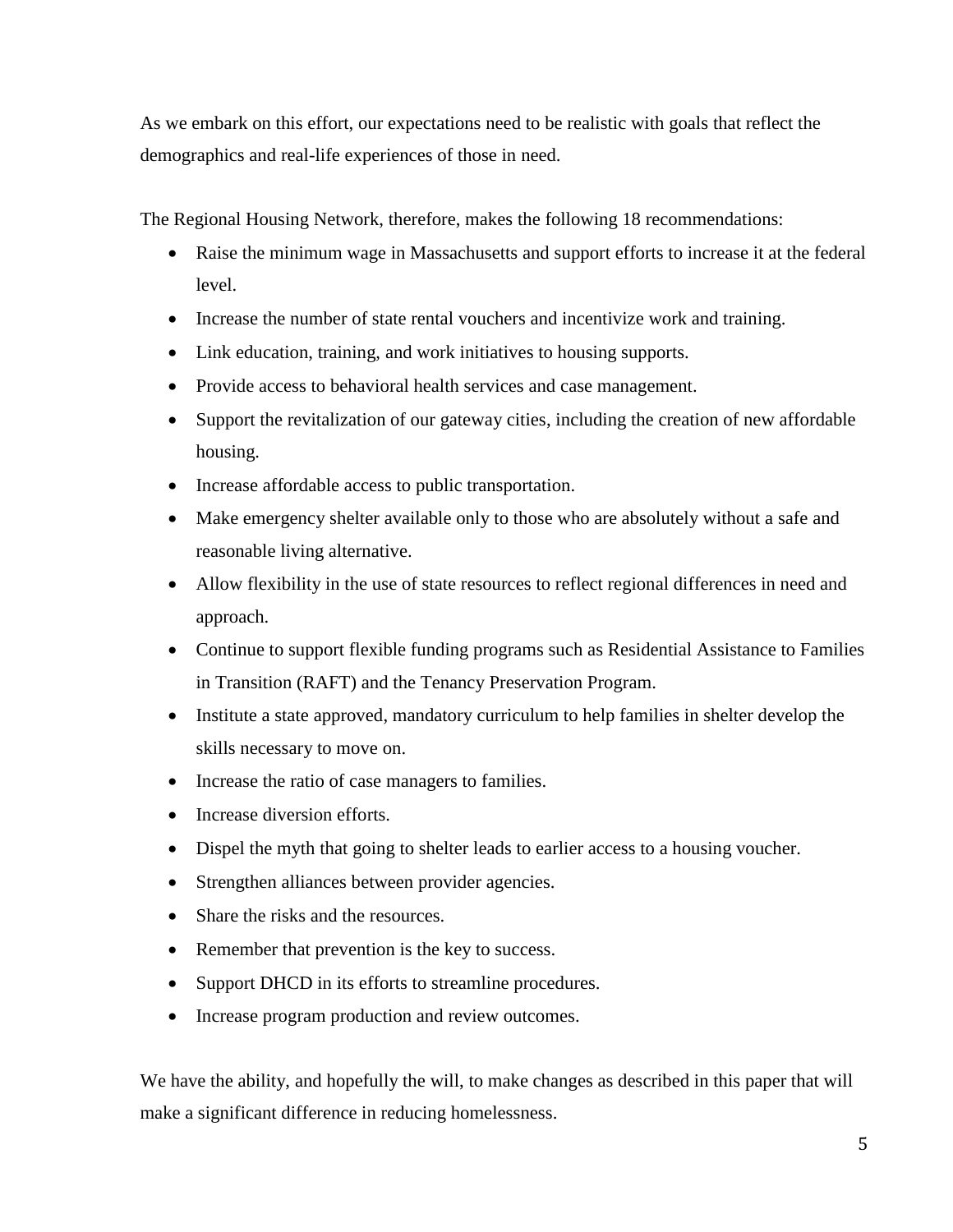As we embark on this effort, our expectations need to be realistic with goals that reflect the demographics and real-life experiences of those in need.

The Regional Housing Network, therefore, makes the following 18 recommendations:

- Raise the minimum wage in Massachusetts and support efforts to increase it at the federal level.
- Increase the number of state rental vouchers and incentivize work and training.
- Link education, training, and work initiatives to housing supports.
- Provide access to behavioral health services and case management.
- Support the revitalization of our gateway cities, including the creation of new affordable housing.
- Increase affordable access to public transportation.
- Make emergency shelter available only to those who are absolutely without a safe and reasonable living alternative.
- Allow flexibility in the use of state resources to reflect regional differences in need and approach.
- Continue to support flexible funding programs such as Residential Assistance to Families in Transition (RAFT) and the Tenancy Preservation Program.
- Institute a state approved, mandatory curriculum to help families in shelter develop the skills necessary to move on.
- Increase the ratio of case managers to families.
- Increase diversion efforts.
- Dispel the myth that going to shelter leads to earlier access to a housing voucher.
- Strengthen alliances between provider agencies.
- Share the risks and the resources.
- Remember that prevention is the key to success.
- Support DHCD in its efforts to streamline procedures.
- Increase program production and review outcomes.

We have the ability, and hopefully the will, to make changes as described in this paper that will make a significant difference in reducing homelessness.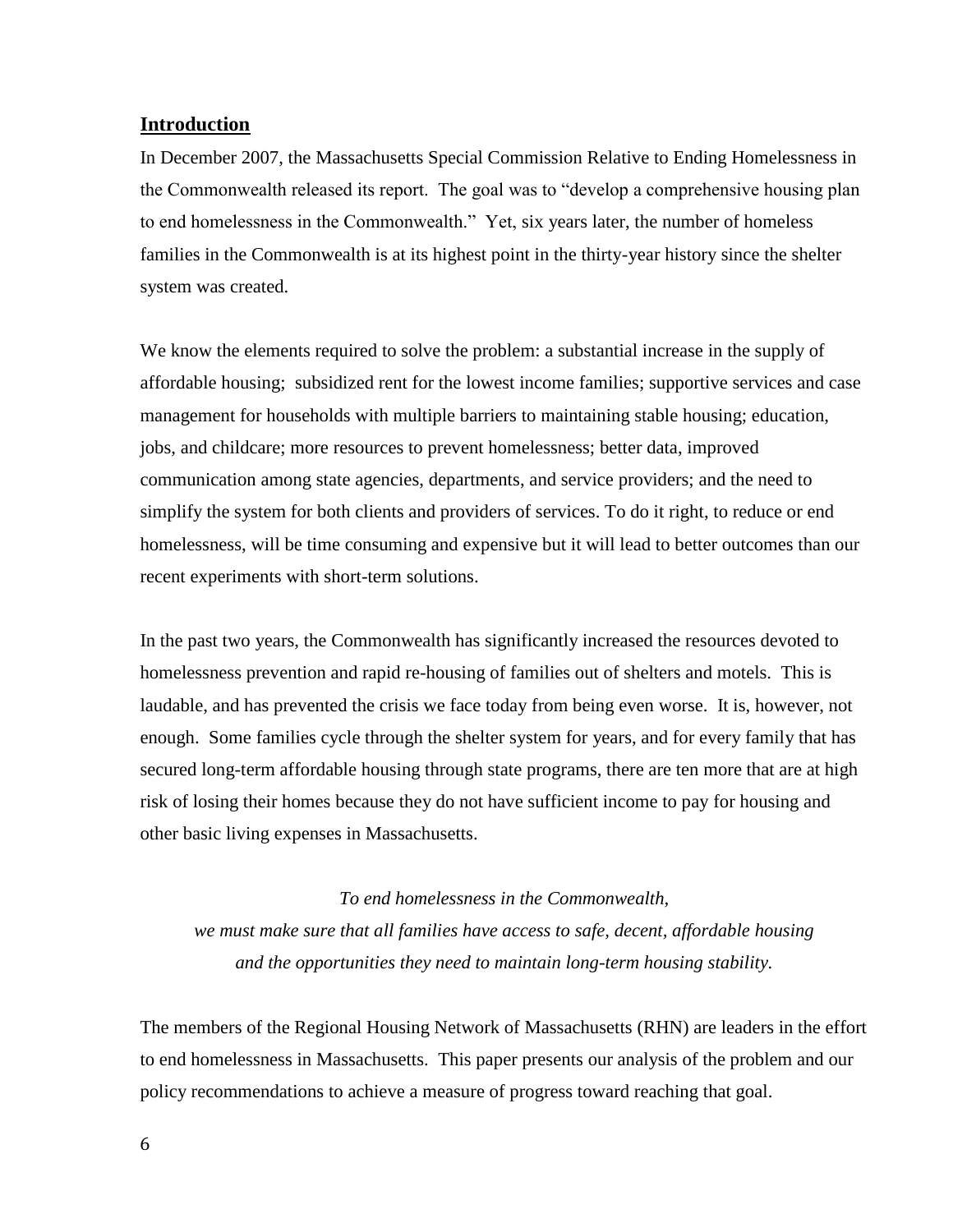## Introduction

In December 2007, the Massachusetts Special Commission Relative to Ending Homelessness in the Commonwealth released its report. The goal was to "develop a comprehensive housing plan to end homelessness in the Commonwealth." Yet, six years later, the number of homeless families in the Commonwealth is at its highest point in the thirty-year history since the shelter system was created.

We know the elements required to solve the problem: a substantial increase in the supply of affordable housing; subsidized rent for the lowest income families; supportive services and case management for households with multiple barriers to maintaining stable housing; education, jobs, and childcare; more resources to prevent homelessness; better data, improved communication among state agencies, departments, and service providers; and the need to simplify the system for both clients and providers of services. To do it right, to reduce or end homelessness, will be time consuming and expensive but it will lead to better outcomes than our recent experiments with short-term solutions.

In the past two years, the Commonwealth has significantly increased the resources devoted to homelessness prevention and rapid re-housing of families out of shelters and motels. This is laudable, and has prevented the crisis we face today from being even worse. It is, however, not enough. Some families cycle through the shelter system for years, and for every family that has secured long-term affordable housing through state programs, there are ten more that are at high risk of losing their homes because they do not have sufficient income to pay for housing and other basic living expenses in Massachusetts.

*To end homelessness in the Commonwealth,*
*we must make sure that all families have access to safe, decent, affordable housing*
*and the opportunities they need to maintain long-term housing stability.*

The members of the Regional Housing Network of Massachusetts (RHN) are leaders in the effort to end homelessness in Massachusetts. This paper presents our analysis of the problem and our policy recommendations to achieve a measure of progress toward reaching that goal.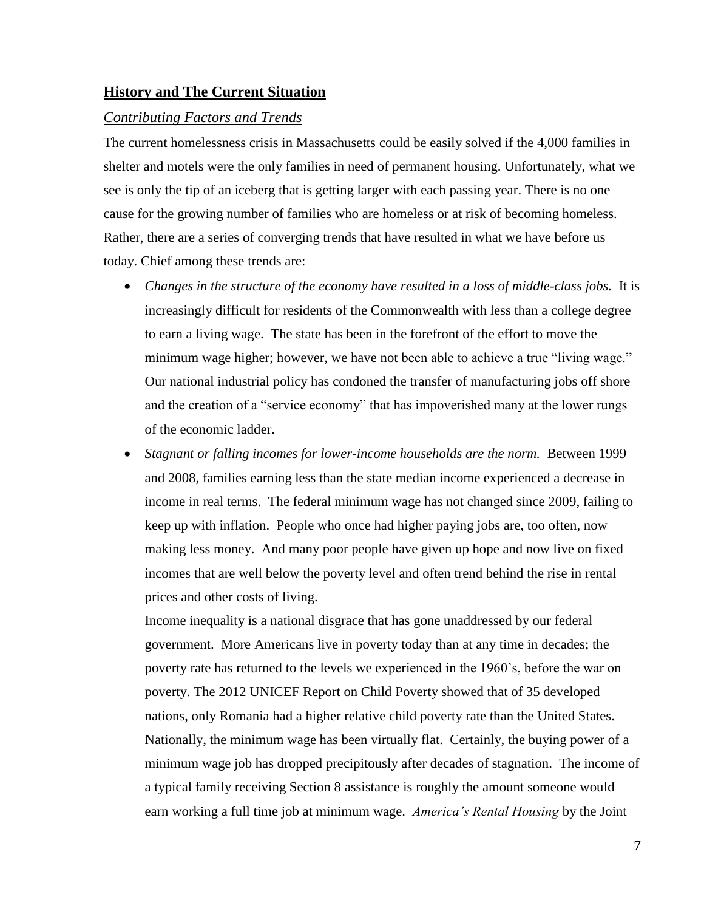## **History and The Current Situation**

### *Contributing Factors and Trends*

The current homelessness crisis in Massachusetts could be easily solved if the 4,000 families in shelter and motels were the only families in need of permanent housing. Unfortunately, what we see is only the tip of an iceberg that is getting larger with each passing year. There is no one cause for the growing number of families who are homeless or at risk of becoming homeless. Rather, there are a series of converging trends that have resulted in what we have before us today. Chief among these trends are:

- *Changes in the structure of the economy have resulted in a loss of middle-class jobs.* It is increasingly difficult for residents of the Commonwealth with less than a college degree to earn a living wage. The state has been in the forefront of the effort to move the minimum wage higher; however, we have not been able to achieve a true "living wage." Our national industrial policy has condoned the transfer of manufacturing jobs off shore and the creation of a "service economy" that has impoverished many at the lower rungs of the economic ladder.
- *Stagnant or falling incomes for lower-income households are the norm.* Between 1999 and 2008, families earning less than the state median income experienced a decrease in income in real terms. The federal minimum wage has not changed since 2009, failing to keep up with inflation. People who once had higher paying jobs are, too often, now making less money. And many poor people have given up hope and now live on fixed incomes that are well below the poverty level and often trend behind the rise in rental prices and other costs of living.

  Income inequality is a national disgrace that has gone unaddressed by our federal government. More Americans live in poverty today than at any time in decades; the poverty rate has returned to the levels we experienced in the 1960's, before the war on poverty. The 2012 UNICEF Report on Child Poverty showed that of 35 developed nations, only Romania had a higher relative child poverty rate than the United States. Nationally, the minimum wage has been virtually flat. Certainly, the buying power of a minimum wage job has dropped precipitously after decades of stagnation. The income of a typical family receiving Section 8 assistance is roughly the amount someone would earn working a full time job at minimum wage. *America's Rental Housing* by the Joint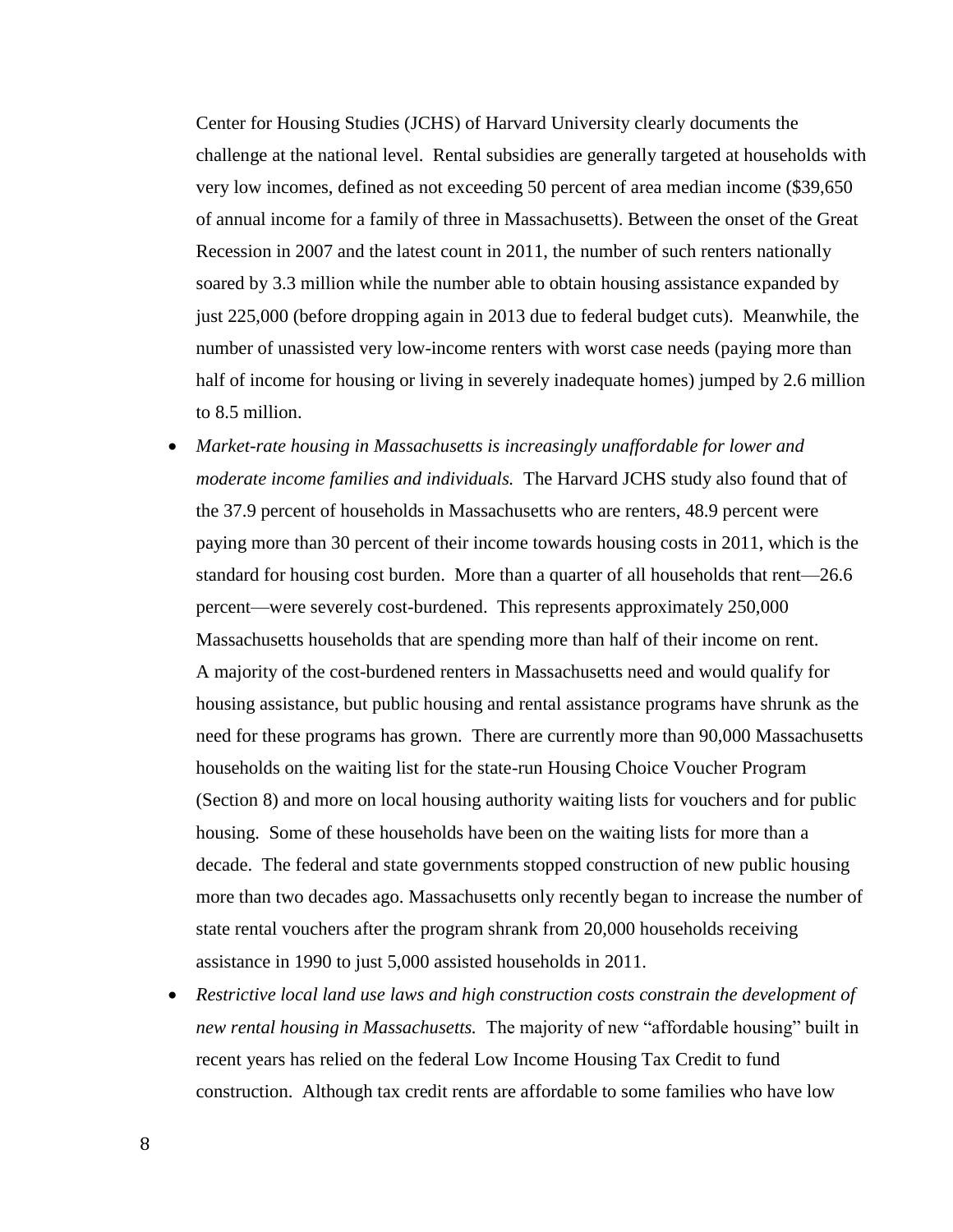Center for Housing Studies (JCHS) of Harvard University clearly documents the challenge at the national level. Rental subsidies are generally targeted at households with very low incomes, defined as not exceeding 50 percent of area median income ($39,650 of annual income for a family of three in Massachusetts). Between the onset of the Great Recession in 2007 and the latest count in 2011, the number of such renters nationally soared by 3.3 million while the number able to obtain housing assistance expanded by just 225,000 (before dropping again in 2013 due to federal budget cuts). Meanwhile, the number of unassisted very low-income renters with worst case needs (paying more than half of income for housing or living in severely inadequate homes) jumped by 2.6 million to 8.5 million.

- *Market-rate housing in Massachusetts is increasingly unaffordable for lower and moderate income families and individuals.* The Harvard JCHS study also found that of the 37.9 percent of households in Massachusetts who are renters, 48.9 percent were paying more than 30 percent of their income towards housing costs in 2011, which is the standard for housing cost burden. More than a quarter of all households that rent—26.6 percent—were severely cost-burdened. This represents approximately 250,000 Massachusetts households that are spending more than half of their income on rent. A majority of the cost-burdened renters in Massachusetts need and would qualify for housing assistance, but public housing and rental assistance programs have shrunk as the need for these programs has grown. There are currently more than 90,000 Massachusetts households on the waiting list for the state-run Housing Choice Voucher Program (Section 8) and more on local housing authority waiting lists for vouchers and for public housing. Some of these households have been on the waiting lists for more than a decade. The federal and state governments stopped construction of new public housing more than two decades ago. Massachusetts only recently began to increase the number of state rental vouchers after the program shrank from 20,000 households receiving assistance in 1990 to just 5,000 assisted households in 2011.
- *Restrictive local land use laws and high construction costs constrain the development of new rental housing in Massachusetts.* The majority of new "affordable housing" built in recent years has relied on the federal Low Income Housing Tax Credit to fund construction. Although tax credit rents are affordable to some families who have low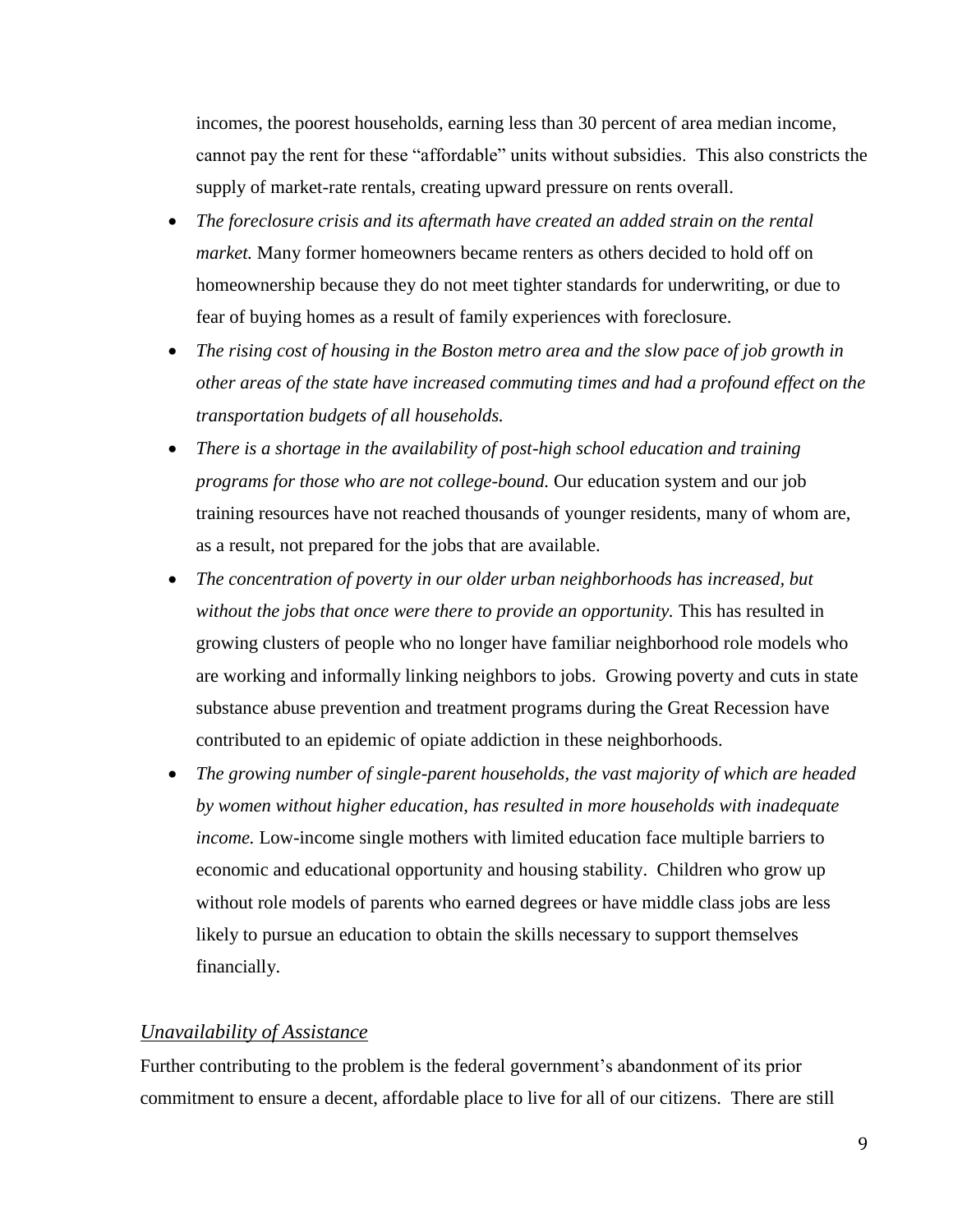incomes, the poorest households, earning less than 30 percent of area median income, cannot pay the rent for these "affordable" units without subsidies. This also constricts the supply of market-rate rentals, creating upward pressure on rents overall.

- *The foreclosure crisis and its aftermath have created an added strain on the rental market.* Many former homeowners became renters as others decided to hold off on homeownership because they do not meet tighter standards for underwriting, or due to fear of buying homes as a result of family experiences with foreclosure.
- *The rising cost of housing in the Boston metro area and the slow pace of job growth in other areas of the state have increased commuting times and had a profound effect on the transportation budgets of all households.*
- *There is a shortage in the availability of post-high school education and training programs for those who are not college-bound.* Our education system and our job training resources have not reached thousands of younger residents, many of whom are, as a result, not prepared for the jobs that are available.
- *The concentration of poverty in our older urban neighborhoods has increased, but without the jobs that once were there to provide an opportunity.* This has resulted in growing clusters of people who no longer have familiar neighborhood role models who are working and informally linking neighbors to jobs. Growing poverty and cuts in state substance abuse prevention and treatment programs during the Great Recession have contributed to an epidemic of opiate addiction in these neighborhoods.
- *The growing number of single-parent households, the vast majority of which are headed by women without higher education, has resulted in more households with inadequate income.* Low-income single mothers with limited education face multiple barriers to economic and educational opportunity and housing stability. Children who grow up without role models of parents who earned degrees or have middle class jobs are less likely to pursue an education to obtain the skills necessary to support themselves financially.

### *Unavailability of Assistance*

Further contributing to the problem is the federal government's abandonment of its prior commitment to ensure a decent, affordable place to live for all of our citizens. There are still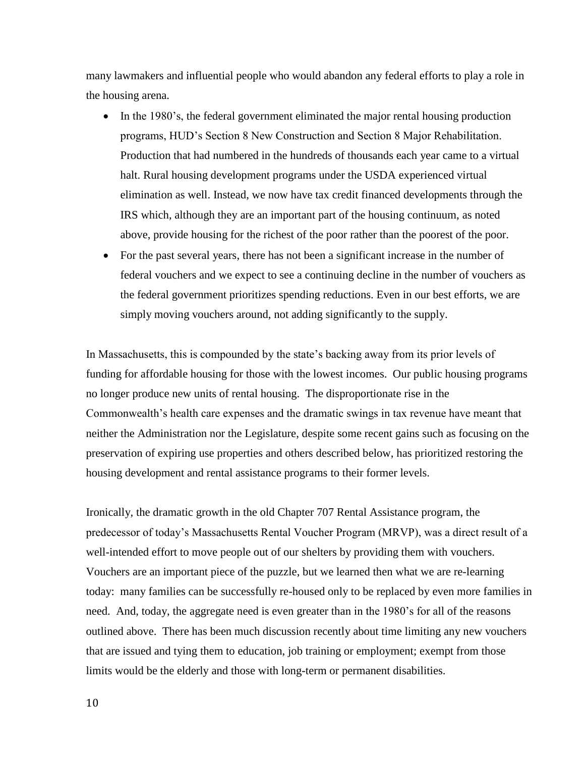many lawmakers and influential people who would abandon any federal efforts to play a role in the housing arena.

- In the 1980's, the federal government eliminated the major rental housing production programs, HUD's Section 8 New Construction and Section 8 Major Rehabilitation. Production that had numbered in the hundreds of thousands each year came to a virtual halt. Rural housing development programs under the USDA experienced virtual elimination as well. Instead, we now have tax credit financed developments through the IRS which, although they are an important part of the housing continuum, as noted above, provide housing for the richest of the poor rather than the poorest of the poor.
- For the past several years, there has not been a significant increase in the number of federal vouchers and we expect to see a continuing decline in the number of vouchers as the federal government prioritizes spending reductions. Even in our best efforts, we are simply moving vouchers around, not adding significantly to the supply.

In Massachusetts, this is compounded by the state's backing away from its prior levels of funding for affordable housing for those with the lowest incomes. Our public housing programs no longer produce new units of rental housing. The disproportionate rise in the Commonwealth's health care expenses and the dramatic swings in tax revenue have meant that neither the Administration nor the Legislature, despite some recent gains such as focusing on the preservation of expiring use properties and others described below, has prioritized restoring the housing development and rental assistance programs to their former levels.

Ironically, the dramatic growth in the old Chapter 707 Rental Assistance program, the predecessor of today's Massachusetts Rental Voucher Program (MRVP), was a direct result of a well-intended effort to move people out of our shelters by providing them with vouchers. Vouchers are an important piece of the puzzle, but we learned then what we are re-learning today: many families can be successfully re-housed only to be replaced by even more families in need. And, today, the aggregate need is even greater than in the 1980's for all of the reasons outlined above. There has been much discussion recently about time limiting any new vouchers that are issued and tying them to education, job training or employment; exempt from those limits would be the elderly and those with long-term or permanent disabilities.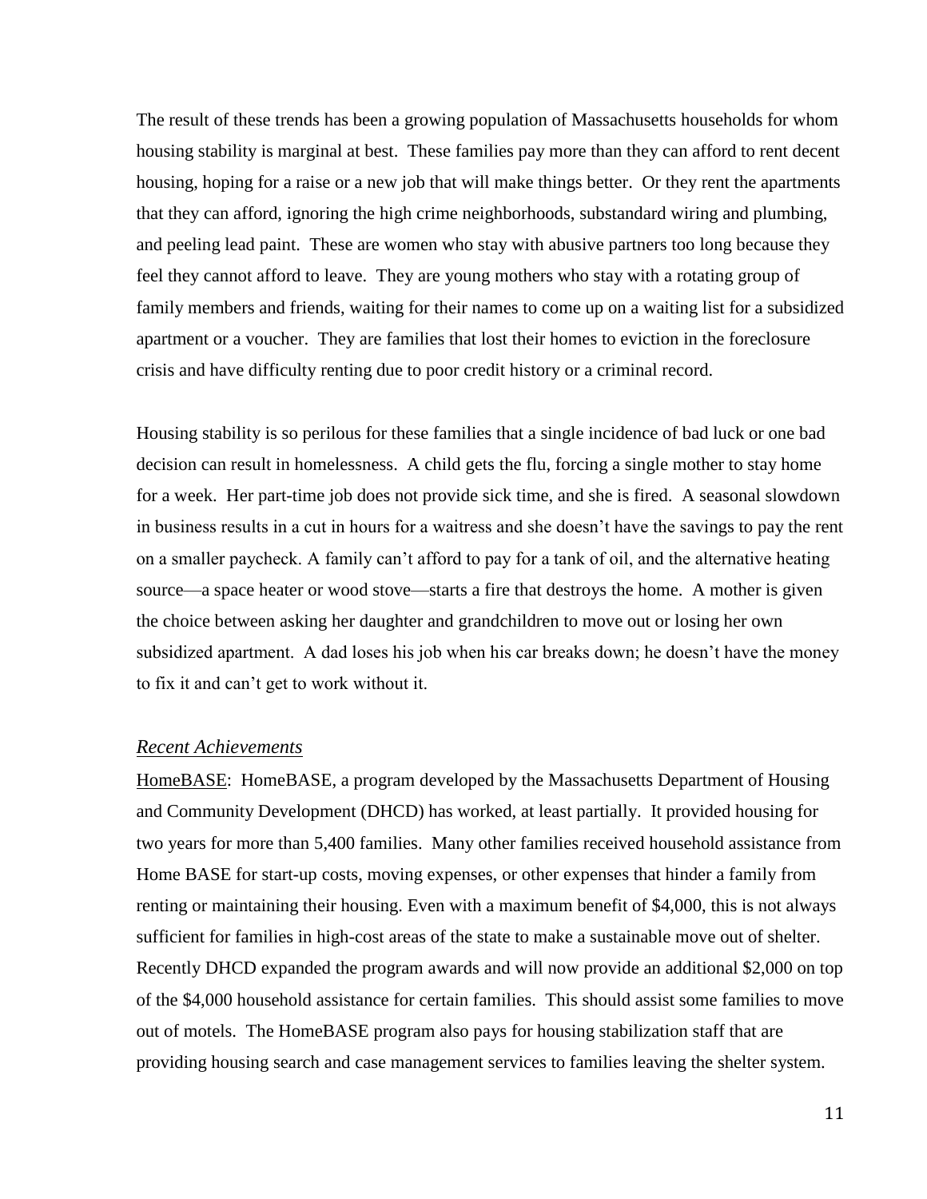The result of these trends has been a growing population of Massachusetts households for whom housing stability is marginal at best. These families pay more than they can afford to rent decent housing, hoping for a raise or a new job that will make things better. Or they rent the apartments that they can afford, ignoring the high crime neighborhoods, substandard wiring and plumbing, and peeling lead paint. These are women who stay with abusive partners too long because they feel they cannot afford to leave. They are young mothers who stay with a rotating group of family members and friends, waiting for their names to come up on a waiting list for a subsidized apartment or a voucher. They are families that lost their homes to eviction in the foreclosure crisis and have difficulty renting due to poor credit history or a criminal record.

Housing stability is so perilous for these families that a single incidence of bad luck or one bad decision can result in homelessness. A child gets the flu, forcing a single mother to stay home for a week. Her part-time job does not provide sick time, and she is fired. A seasonal slowdown in business results in a cut in hours for a waitress and she doesn't have the savings to pay the rent on a smaller paycheck. A family can't afford to pay for a tank of oil, and the alternative heating source—a space heater or wood stove—starts a fire that destroys the home. A mother is given the choice between asking her daughter and grandchildren to move out or losing her own subsidized apartment. A dad loses his job when his car breaks down; he doesn't have the money to fix it and can't get to work without it.

### *Recent Achievements*

HomeBASE: HomeBASE, a program developed by the Massachusetts Department of Housing and Community Development (DHCD) has worked, at least partially. It provided housing for two years for more than 5,400 families. Many other families received household assistance from Home BASE for start-up costs, moving expenses, or other expenses that hinder a family from renting or maintaining their housing. Even with a maximum benefit of $4,000, this is not always sufficient for families in high-cost areas of the state to make a sustainable move out of shelter. Recently DHCD expanded the program awards and will now provide an additional $2,000 on top of the $4,000 household assistance for certain families. This should assist some families to move out of motels. The HomeBASE program also pays for housing stabilization staff that are providing housing search and case management services to families leaving the shelter system.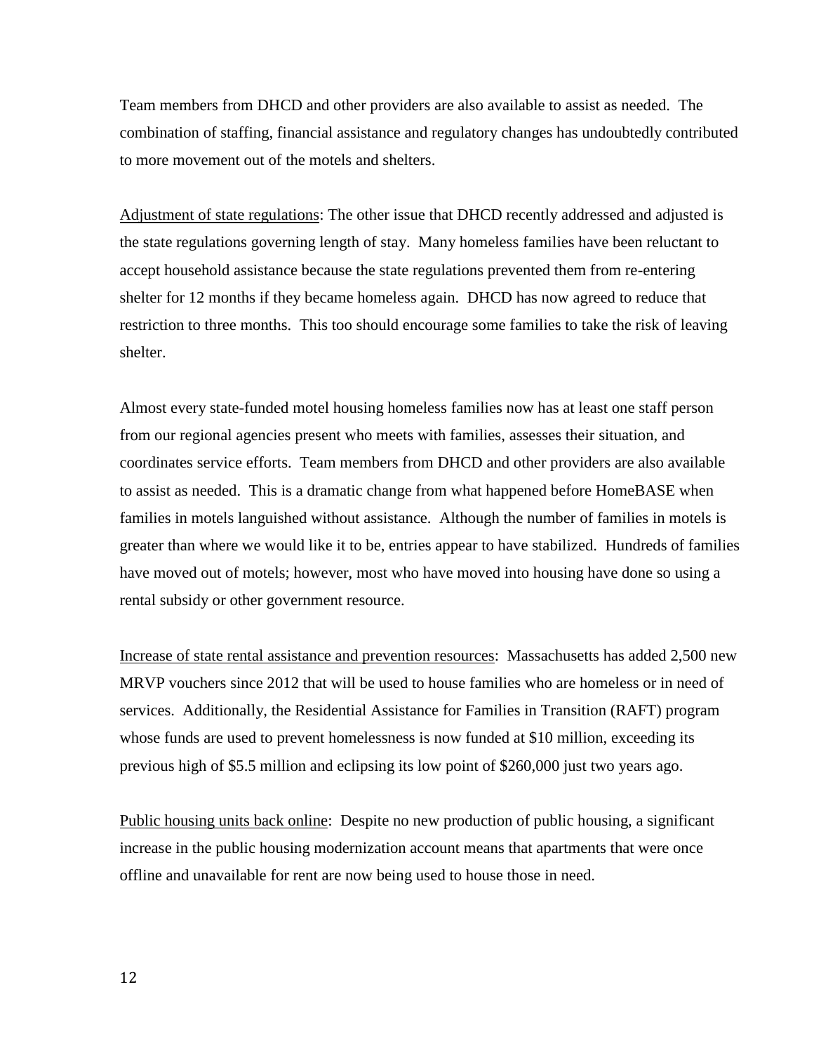Team members from DHCD and other providers are also available to assist as needed. The combination of staffing, financial assistance and regulatory changes has undoubtedly contributed to more movement out of the motels and shelters.

<u>Adjustment of state regulations</u>: The other issue that DHCD recently addressed and adjusted is the state regulations governing length of stay. Many homeless families have been reluctant to accept household assistance because the state regulations prevented them from re-entering shelter for 12 months if they became homeless again. DHCD has now agreed to reduce that restriction to three months. This too should encourage some families to take the risk of leaving shelter.

Almost every state-funded motel housing homeless families now has at least one staff person from our regional agencies present who meets with families, assesses their situation, and coordinates service efforts. Team members from DHCD and other providers are also available to assist as needed. This is a dramatic change from what happened before HomeBASE when families in motels languished without assistance. Although the number of families in motels is greater than where we would like it to be, entries appear to have stabilized. Hundreds of families have moved out of motels; however, most who have moved into housing have done so using a rental subsidy or other government resource.

<u>Increase of state rental assistance and prevention resources</u>: Massachusetts has added 2,500 new MRVP vouchers since 2012 that will be used to house families who are homeless or in need of services. Additionally, the Residential Assistance for Families in Transition (RAFT) program whose funds are used to prevent homelessness is now funded at $10 million, exceeding its previous high of $5.5 million and eclipsing its low point of $260,000 just two years ago.

<u>Public housing units back online</u>: Despite no new production of public housing, a significant increase in the public housing modernization account means that apartments that were once offline and unavailable for rent are now being used to house those in need.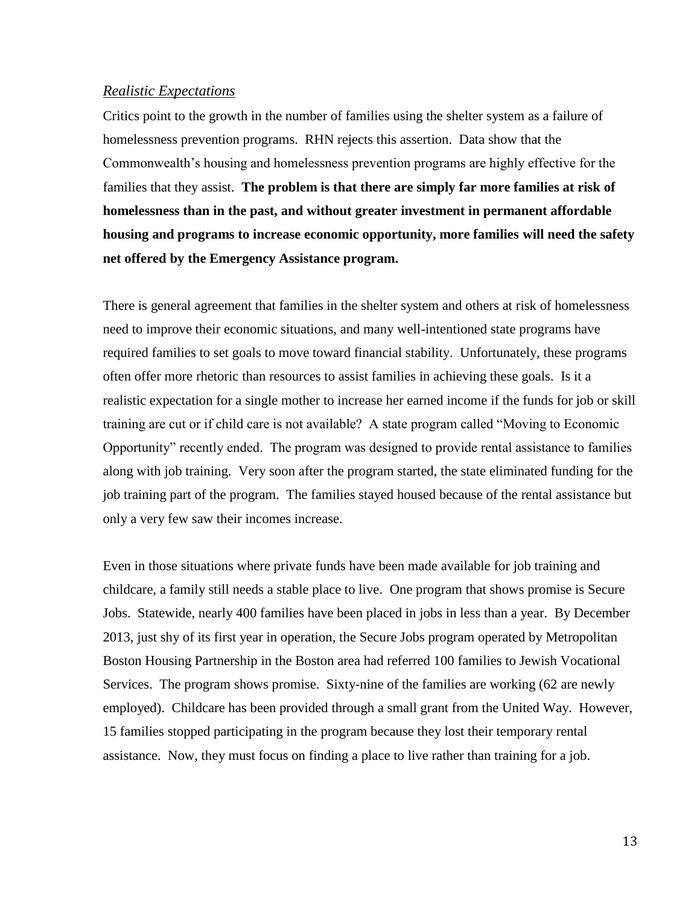*Realistic Expectations*

Critics point to the growth in the number of families using the shelter system as a failure of homelessness prevention programs. RHN rejects this assertion. Data show that the Commonwealth's housing and homelessness prevention programs are highly effective for the families that they assist. **The problem is that there are simply far more families at risk of homelessness than in the past, and without greater investment in permanent affordable housing and programs to increase economic opportunity, more families will need the safety net offered by the Emergency Assistance program.**

There is general agreement that families in the shelter system and others at risk of homelessness need to improve their economic situations, and many well-intentioned state programs have required families to set goals to move toward financial stability. Unfortunately, these programs often offer more rhetoric than resources to assist families in achieving these goals. Is it a realistic expectation for a single mother to increase her earned income if the funds for job or skill training are cut or if child care is not available? A state program called "Moving to Economic Opportunity" recently ended. The program was designed to provide rental assistance to families along with job training. Very soon after the program started, the state eliminated funding for the job training part of the program. The families stayed housed because of the rental assistance but only a very few saw their incomes increase.

Even in those situations where private funds have been made available for job training and childcare, a family still needs a stable place to live. One program that shows promise is Secure Jobs. Statewide, nearly 400 families have been placed in jobs in less than a year. By December 2013, just shy of its first year in operation, the Secure Jobs program operated by Metropolitan Boston Housing Partnership in the Boston area had referred 100 families to Jewish Vocational Services. The program shows promise. Sixty-nine of the families are working (62 are newly employed). Childcare has been provided through a small grant from the United Way. However, 15 families stopped participating in the program because they lost their temporary rental assistance. Now, they must focus on finding a place to live rather than training for a job.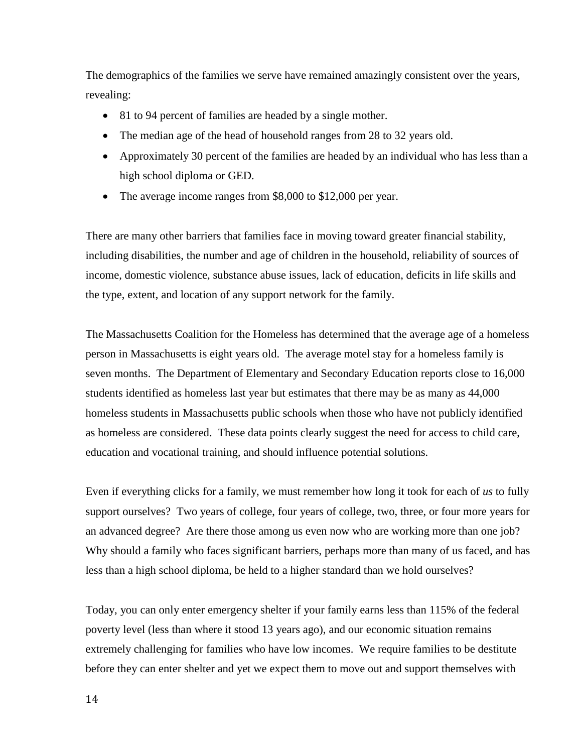The demographics of the families we serve have remained amazingly consistent over the years, revealing:

- 81 to 94 percent of families are headed by a single mother.
- The median age of the head of household ranges from 28 to 32 years old.
- Approximately 30 percent of the families are headed by an individual who has less than a high school diploma or GED.
- The average income ranges from $8,000 to $12,000 per year.

There are many other barriers that families face in moving toward greater financial stability, including disabilities, the number and age of children in the household, reliability of sources of income, domestic violence, substance abuse issues, lack of education, deficits in life skills and the type, extent, and location of any support network for the family.

The Massachusetts Coalition for the Homeless has determined that the average age of a homeless person in Massachusetts is eight years old. The average motel stay for a homeless family is seven months. The Department of Elementary and Secondary Education reports close to 16,000 students identified as homeless last year but estimates that there may be as many as 44,000 homeless students in Massachusetts public schools when those who have not publicly identified as homeless are considered. These data points clearly suggest the need for access to child care, education and vocational training, and should influence potential solutions.

Even if everything clicks for a family, we must remember how long it took for each of *us* to fully support ourselves? Two years of college, four years of college, two, three, or four more years for an advanced degree? Are there those among us even now who are working more than one job? Why should a family who faces significant barriers, perhaps more than many of us faced, and has less than a high school diploma, be held to a higher standard than we hold ourselves?

Today, you can only enter emergency shelter if your family earns less than 115% of the federal poverty level (less than where it stood 13 years ago), and our economic situation remains extremely challenging for families who have low incomes. We require families to be destitute before they can enter shelter and yet we expect them to move out and support themselves with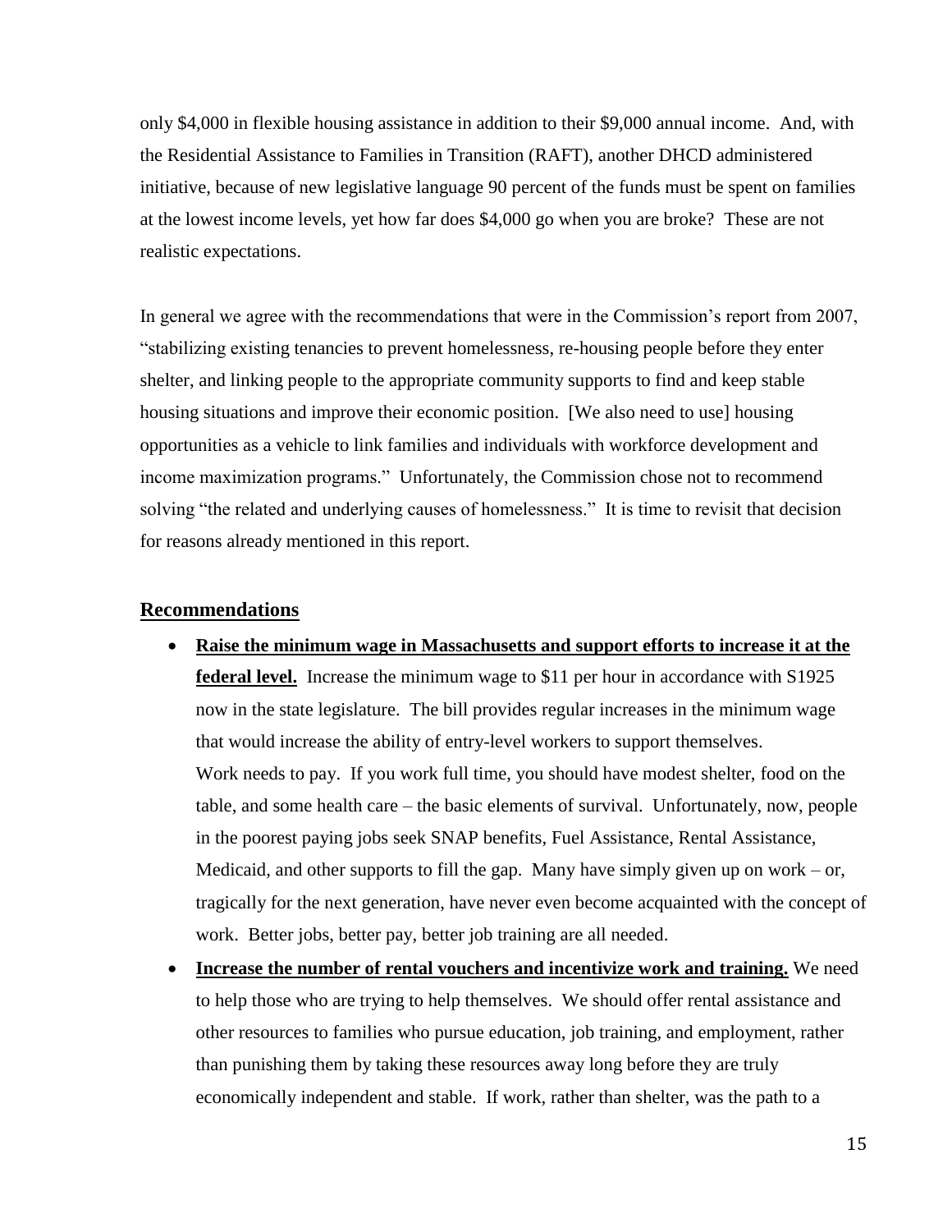only $4,000 in flexible housing assistance in addition to their $9,000 annual income. And, with the Residential Assistance to Families in Transition (RAFT), another DHCD administered initiative, because of new legislative language 90 percent of the funds must be spent on families at the lowest income levels, yet how far does $4,000 go when you are broke? These are not realistic expectations.

In general we agree with the recommendations that were in the Commission's report from 2007, "stabilizing existing tenancies to prevent homelessness, re-housing people before they enter shelter, and linking people to the appropriate community supports to find and keep stable housing situations and improve their economic position. [We also need to use] housing opportunities as a vehicle to link families and individuals with workforce development and income maximization programs." Unfortunately, the Commission chose not to recommend solving "the related and underlying causes of homelessness." It is time to revisit that decision for reasons already mentioned in this report.

## Recommendations

- **Raise the minimum wage in Massachusetts and support efforts to increase it at the federal level.** Increase the minimum wage to $11 per hour in accordance with S1925 now in the state legislature. The bill provides regular increases in the minimum wage that would increase the ability of entry-level workers to support themselves. Work needs to pay. If you work full time, you should have modest shelter, food on the table, and some health care – the basic elements of survival. Unfortunately, now, people in the poorest paying jobs seek SNAP benefits, Fuel Assistance, Rental Assistance, Medicaid, and other supports to fill the gap. Many have simply given up on work – or, tragically for the next generation, have never even become acquainted with the concept of work. Better jobs, better pay, better job training are all needed.
- **Increase the number of rental vouchers and incentivize work and training.** We need to help those who are trying to help themselves. We should offer rental assistance and other resources to families who pursue education, job training, and employment, rather than punishing them by taking these resources away long before they are truly economically independent and stable. If work, rather than shelter, was the path to a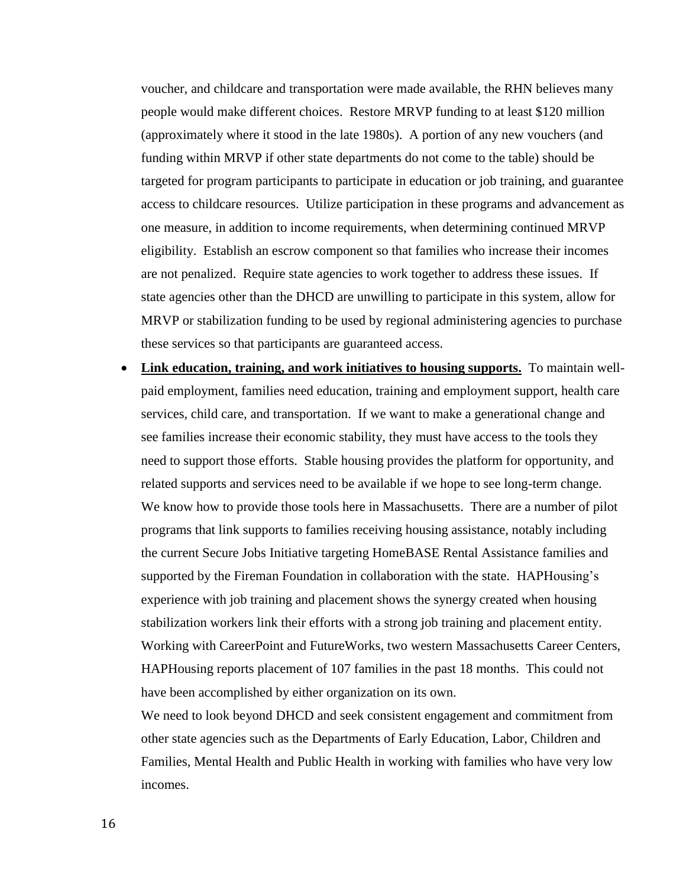voucher, and childcare and transportation were made available, the RHN believes many people would make different choices. Restore MRVP funding to at least $120 million (approximately where it stood in the late 1980s). A portion of any new vouchers (and funding within MRVP if other state departments do not come to the table) should be targeted for program participants to participate in education or job training, and guarantee access to childcare resources. Utilize participation in these programs and advancement as one measure, in addition to income requirements, when determining continued MRVP eligibility. Establish an escrow component so that families who increase their incomes are not penalized. Require state agencies to work together to address these issues. If state agencies other than the DHCD are unwilling to participate in this system, allow for MRVP or stabilization funding to be used by regional administering agencies to purchase these services so that participants are guaranteed access.

- **Link education, training, and work initiatives to housing supports.** To maintain well-paid employment, families need education, training and employment support, health care services, child care, and transportation. If we want to make a generational change and see families increase their economic stability, they must have access to the tools they need to support those efforts. Stable housing provides the platform for opportunity, and related supports and services need to be available if we hope to see long-term change. We know how to provide those tools here in Massachusetts. There are a number of pilot programs that link supports to families receiving housing assistance, notably including the current Secure Jobs Initiative targeting HomeBASE Rental Assistance families and supported by the Fireman Foundation in collaboration with the state. HAPHousing's experience with job training and placement shows the synergy created when housing stabilization workers link their efforts with a strong job training and placement entity. Working with CareerPoint and FutureWorks, two western Massachusetts Career Centers, HAPHousing reports placement of 107 families in the past 18 months. This could not have been accomplished by either organization on its own.

  We need to look beyond DHCD and seek consistent engagement and commitment from other state agencies such as the Departments of Early Education, Labor, Children and Families, Mental Health and Public Health in working with families who have very low incomes.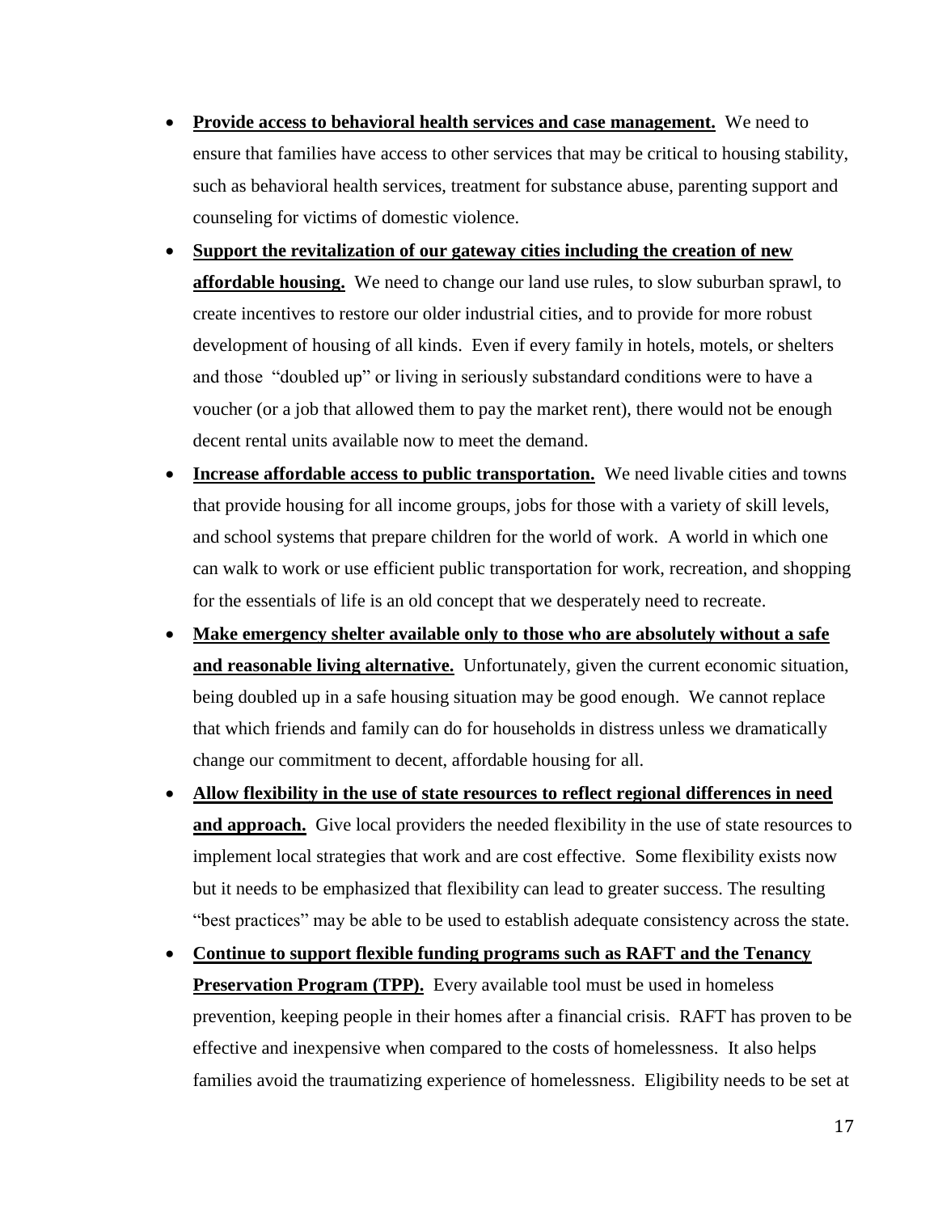- **Provide access to behavioral health services and case management.** We need to ensure that families have access to other services that may be critical to housing stability, such as behavioral health services, treatment for substance abuse, parenting support and counseling for victims of domestic violence.
- **Support the revitalization of our gateway cities including the creation of new affordable housing.** We need to change our land use rules, to slow suburban sprawl, to create incentives to restore our older industrial cities, and to provide for more robust development of housing of all kinds. Even if every family in hotels, motels, or shelters and those "doubled up" or living in seriously substandard conditions were to have a voucher (or a job that allowed them to pay the market rent), there would not be enough decent rental units available now to meet the demand.
- **Increase affordable access to public transportation.** We need livable cities and towns that provide housing for all income groups, jobs for those with a variety of skill levels, and school systems that prepare children for the world of work. A world in which one can walk to work or use efficient public transportation for work, recreation, and shopping for the essentials of life is an old concept that we desperately need to recreate.
- **Make emergency shelter available only to those who are absolutely without a safe and reasonable living alternative.** Unfortunately, given the current economic situation, being doubled up in a safe housing situation may be good enough. We cannot replace that which friends and family can do for households in distress unless we dramatically change our commitment to decent, affordable housing for all.
- **Allow flexibility in the use of state resources to reflect regional differences in need and approach.** Give local providers the needed flexibility in the use of state resources to implement local strategies that work and are cost effective. Some flexibility exists now but it needs to be emphasized that flexibility can lead to greater success. The resulting "best practices" may be able to be used to establish adequate consistency across the state.
- **Continue to support flexible funding programs such as RAFT and the Tenancy Preservation Program (TPP).** Every available tool must be used in homeless prevention, keeping people in their homes after a financial crisis. RAFT has proven to be effective and inexpensive when compared to the costs of homelessness. It also helps families avoid the traumatizing experience of homelessness. Eligibility needs to be set at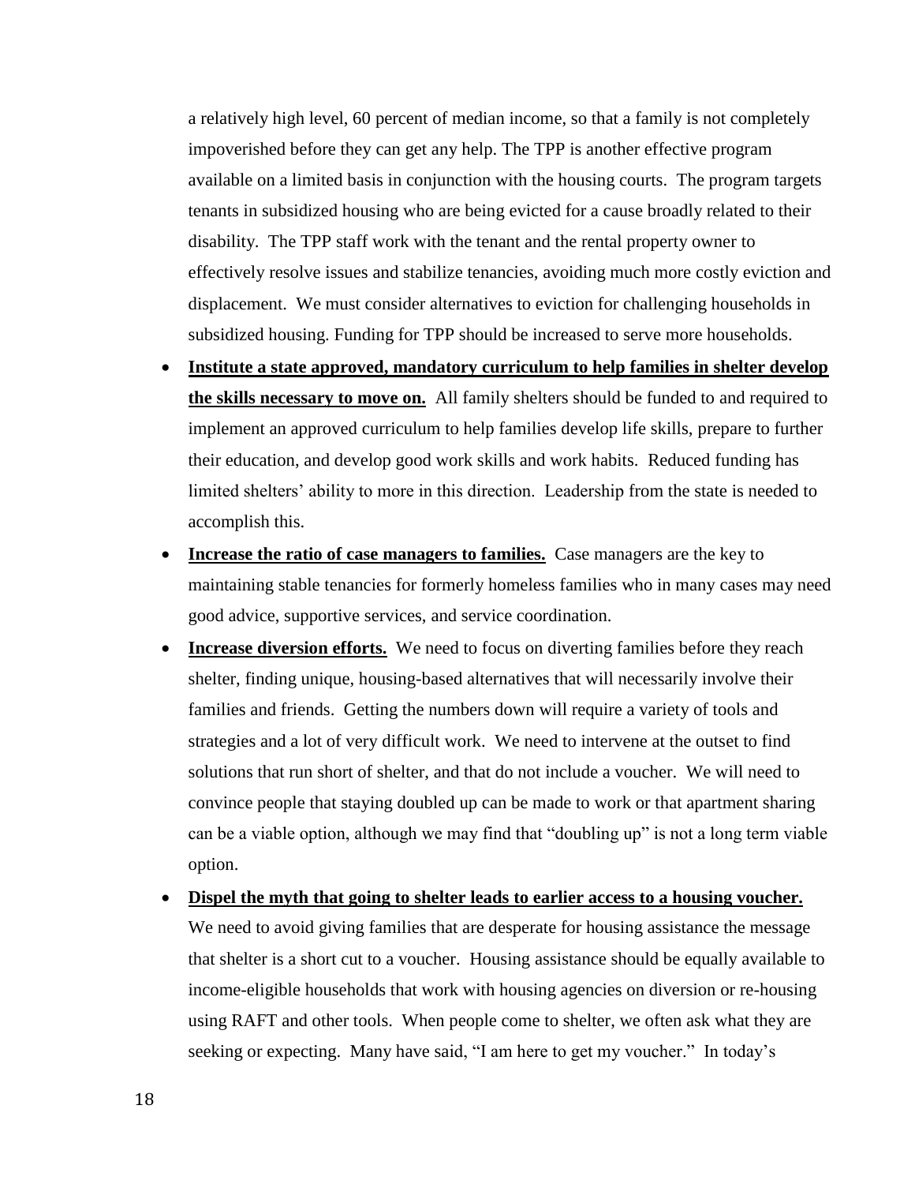a relatively high level, 60 percent of median income, so that a family is not completely impoverished before they can get any help. The TPP is another effective program available on a limited basis in conjunction with the housing courts. The program targets tenants in subsidized housing who are being evicted for a cause broadly related to their disability. The TPP staff work with the tenant and the rental property owner to effectively resolve issues and stabilize tenancies, avoiding much more costly eviction and displacement. We must consider alternatives to eviction for challenging households in subsidized housing. Funding for TPP should be increased to serve more households.

- **<u>Institute a state approved, mandatory curriculum to help families in shelter develop the skills necessary to move on.</u>** All family shelters should be funded to and required to implement an approved curriculum to help families develop life skills, prepare to further their education, and develop good work skills and work habits. Reduced funding has limited shelters' ability to more in this direction. Leadership from the state is needed to accomplish this.
- **<u>Increase the ratio of case managers to families.</u>** Case managers are the key to maintaining stable tenancies for formerly homeless families who in many cases may need good advice, supportive services, and service coordination.
- **<u>Increase diversion efforts.</u>** We need to focus on diverting families before they reach shelter, finding unique, housing-based alternatives that will necessarily involve their families and friends. Getting the numbers down will require a variety of tools and strategies and a lot of very difficult work. We need to intervene at the outset to find solutions that run short of shelter, and that do not include a voucher. We will need to convince people that staying doubled up can be made to work or that apartment sharing can be a viable option, although we may find that "doubling up" is not a long term viable option.
- **<u>Dispel the myth that going to shelter leads to earlier access to a housing voucher.</u>** We need to avoid giving families that are desperate for housing assistance the message that shelter is a short cut to a voucher. Housing assistance should be equally available to income-eligible households that work with housing agencies on diversion or re-housing using RAFT and other tools. When people come to shelter, we often ask what they are seeking or expecting. Many have said, "I am here to get my voucher." In today's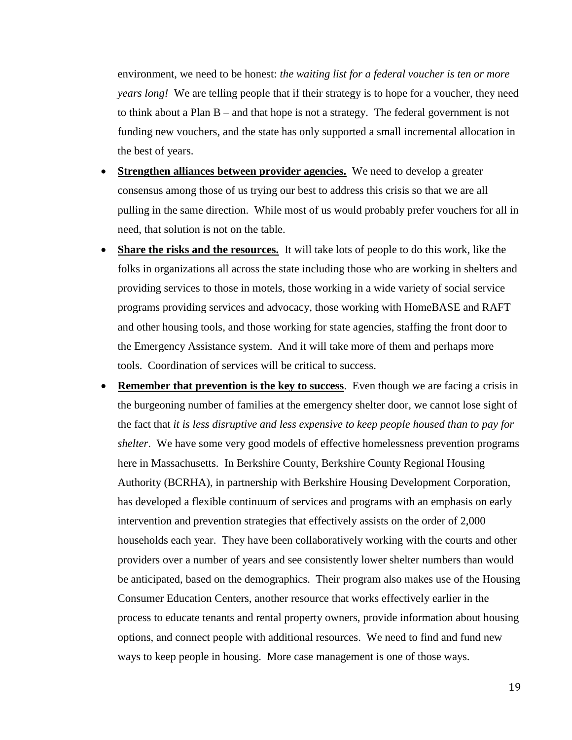environment, we need to be honest: *the waiting list for a federal voucher is ten or more years long!* We are telling people that if their strategy is to hope for a voucher, they need to think about a Plan B – and that hope is not a strategy. The federal government is not funding new vouchers, and the state has only supported a small incremental allocation in the best of years.

- **Strengthen alliances between provider agencies.** We need to develop a greater consensus among those of us trying our best to address this crisis so that we are all pulling in the same direction. While most of us would probably prefer vouchers for all in need, that solution is not on the table.
- **Share the risks and the resources.** It will take lots of people to do this work, like the folks in organizations all across the state including those who are working in shelters and providing services to those in motels, those working in a wide variety of social service programs providing services and advocacy, those working with HomeBASE and RAFT and other housing tools, and those working for state agencies, staffing the front door to the Emergency Assistance system. And it will take more of them and perhaps more tools. Coordination of services will be critical to success.
- **Remember that prevention is the key to success**. Even though we are facing a crisis in the burgeoning number of families at the emergency shelter door, we cannot lose sight of the fact that *it is less disruptive and less expensive to keep people housed than to pay for shelter*. We have some very good models of effective homelessness prevention programs here in Massachusetts. In Berkshire County, Berkshire County Regional Housing Authority (BCRHA), in partnership with Berkshire Housing Development Corporation, has developed a flexible continuum of services and programs with an emphasis on early intervention and prevention strategies that effectively assists on the order of 2,000 households each year. They have been collaboratively working with the courts and other providers over a number of years and see consistently lower shelter numbers than would be anticipated, based on the demographics. Their program also makes use of the Housing Consumer Education Centers, another resource that works effectively earlier in the process to educate tenants and rental property owners, provide information about housing options, and connect people with additional resources. We need to find and fund new ways to keep people in housing. More case management is one of those ways.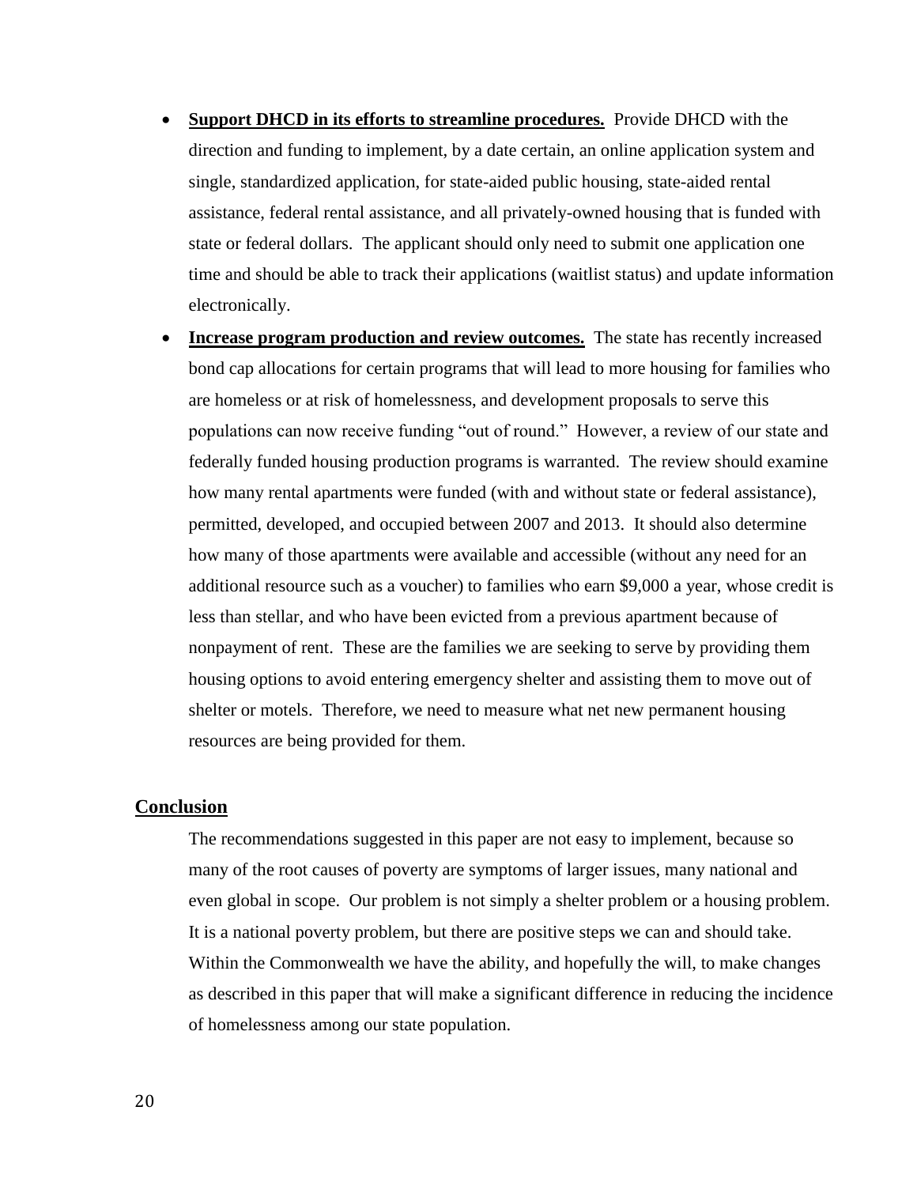- **Support DHCD in its efforts to streamline procedures.** Provide DHCD with the direction and funding to implement, by a date certain, an online application system and single, standardized application, for state-aided public housing, state-aided rental assistance, federal rental assistance, and all privately-owned housing that is funded with state or federal dollars. The applicant should only need to submit one application one time and should be able to track their applications (waitlist status) and update information electronically.
- **Increase program production and review outcomes.** The state has recently increased bond cap allocations for certain programs that will lead to more housing for families who are homeless or at risk of homelessness, and development proposals to serve this populations can now receive funding "out of round." However, a review of our state and federally funded housing production programs is warranted. The review should examine how many rental apartments were funded (with and without state or federal assistance), permitted, developed, and occupied between 2007 and 2013. It should also determine how many of those apartments were available and accessible (without any need for an additional resource such as a voucher) to families who earn $9,000 a year, whose credit is less than stellar, and who have been evicted from a previous apartment because of nonpayment of rent. These are the families we are seeking to serve by providing them housing options to avoid entering emergency shelter and assisting them to move out of shelter or motels. Therefore, we need to measure what net new permanent housing resources are being provided for them.

## Conclusion

The recommendations suggested in this paper are not easy to implement, because so many of the root causes of poverty are symptoms of larger issues, many national and even global in scope. Our problem is not simply a shelter problem or a housing problem. It is a national poverty problem, but there are positive steps we can and should take. Within the Commonwealth we have the ability, and hopefully the will, to make changes as described in this paper that will make a significant difference in reducing the incidence of homelessness among our state population.